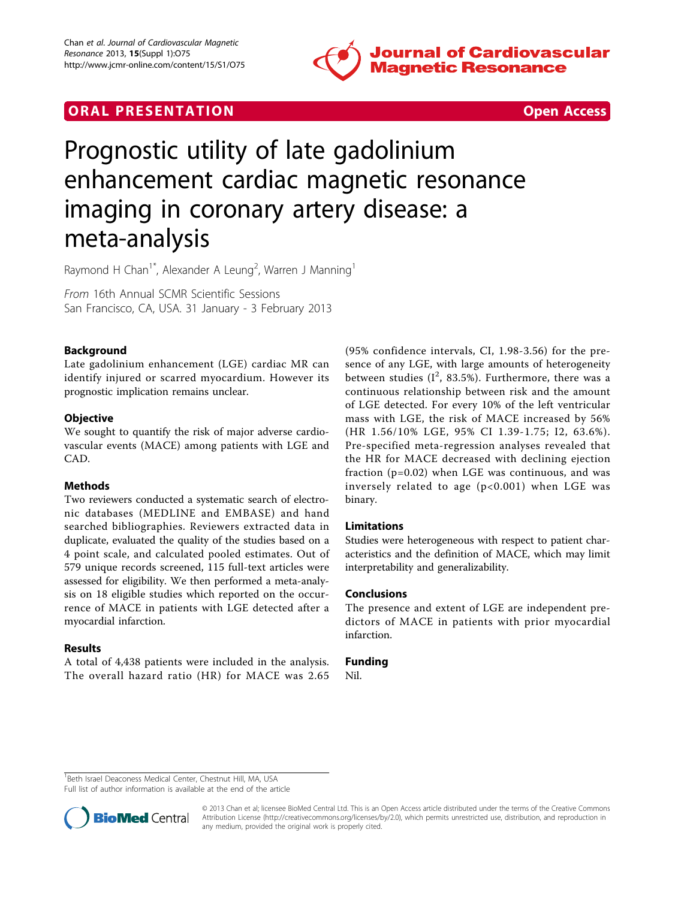## ORAL PRESENTATION Open Access

# Prognostic utility of late gadolinium enhancement cardiac magnetic resonance imaging in coronary artery disease: a meta-analysis

Raymond H Chan[1*], Alexander A Leung[2], Warren J Manning[1]

*From* 16th Annual SCMR Scientific Sessions
San Francisco, CA, USA. 31 January - 3 February 2013

### Background

Late gadolinium enhancement (LGE) cardiac MR can identify injured or scarred myocardium. However its prognostic implication remains unclear.

### Objective

We sought to quantify the risk of major adverse cardiovascular events (MACE) among patients with LGE and CAD.

### Methods

Two reviewers conducted a systematic search of electronic databases (MEDLINE and EMBASE) and hand searched bibliographies. Reviewers extracted data in duplicate, evaluated the quality of the studies based on a 4 point scale, and calculated pooled estimates. Out of 579 unique records screened, 115 full-text articles were assessed for eligibility. We then performed a meta-analysis on 18 eligible studies which reported on the occurrence of MACE in patients with LGE detected after a myocardial infarction.

### Results

A total of 4,438 patients were included in the analysis. The overall hazard ratio (HR) for MACE was 2.65 (95% confidence intervals, CI, 1.98-3.56) for the presence of any LGE, with large amounts of heterogeneity between studies ($I^2$, 83.5%). Furthermore, there was a continuous relationship between risk and the amount of LGE detected. For every 10% of the left ventricular mass with LGE, the risk of MACE increased by 56% (HR 1.56/10% LGE, 95% CI 1.39-1.75; I2, 63.6%). Pre-specified meta-regression analyses revealed that the HR for MACE decreased with declining ejection fraction ($p=0.02$) when LGE was continuous, and was inversely related to age ($p<0.001$) when LGE was binary.

### Limitations

Studies were heterogeneous with respect to patient characteristics and the definition of MACE, which may limit interpretability and generalizability.

### Conclusions

The presence and extent of LGE are independent predictors of MACE in patients with prior myocardial infarction.

### Funding

Nil.

[1]Beth Israel Deaconess Medical Center, Chestnut Hill, MA, USA
Full list of author information is available at the end of the article

© 2013 Chan et al; licensee BioMed Central Ltd. This is an Open Access article distributed under the terms of the Creative Commons Attribution License (http://creativecommons.org/licenses/by/2.0), which permits unrestricted use, distribution, and reproduction in any medium, provided the original work is properly cited.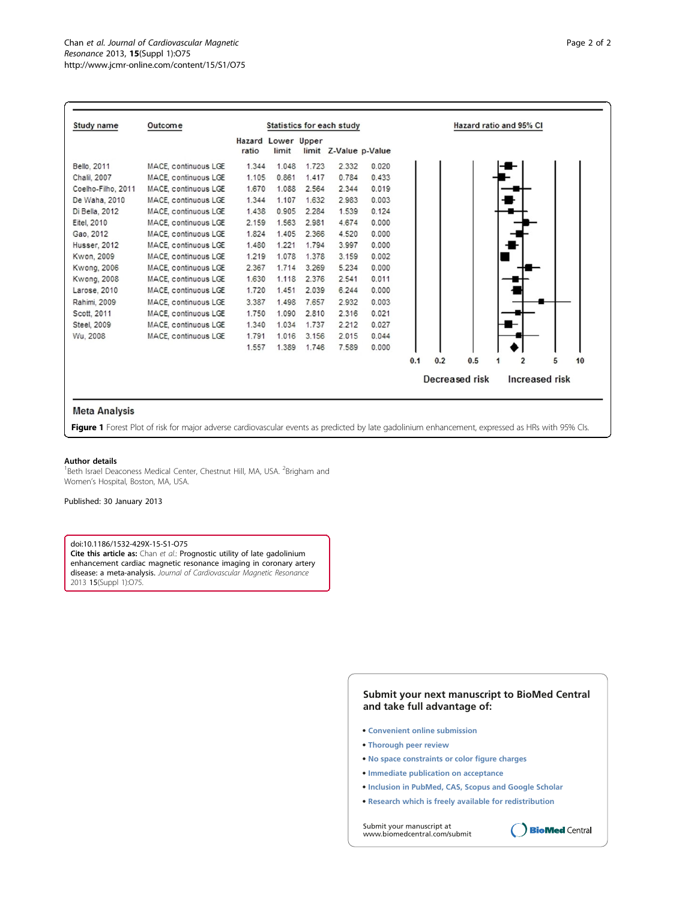| Study name | Outcome | Hazard ratio | Lower limit | Upper limit | Z-Value | p-Value |
|---|---|---|---|---|---|---|
| Bello, 2011 | MACE, continuous LGE | 1.344 | 1.048 | 1.723 | 2.332 | 0.020 |
| Chalil, 2007 | MACE, continuous LGE | 1.105 | 0.861 | 1.417 | 0.784 | 0.433 |
| Coelho-Filho, 2011 | MACE, continuous LGE | 1.670 | 1.088 | 2.564 | 2.344 | 0.019 |
| De Waha, 2010 | MACE, continuous LGE | 1.344 | 1.107 | 1.632 | 2.983 | 0.003 |
| Di Bella, 2012 | MACE, continuous LGE | 1.438 | 0.905 | 2.284 | 1.539 | 0.124 |
| Eitel, 2010 | MACE, continuous LGE | 2.159 | 1.563 | 2.981 | 4.674 | 0.000 |
| Gao, 2012 | MACE, continuous LGE | 1.824 | 1.405 | 2.366 | 4.520 | 0.000 |
| Husser, 2012 | MACE, continuous LGE | 1.480 | 1.221 | 1.794 | 3.997 | 0.000 |
| Kwon, 2009 | MACE, continuous LGE | 1.219 | 1.078 | 1.378 | 3.159 | 0.002 |
| Kwong, 2006 | MACE, continuous LGE | 2.367 | 1.714 | 3.269 | 5.234 | 0.000 |
| Kwong, 2008 | MACE, continuous LGE | 1.630 | 1.118 | 2.376 | 2.541 | 0.011 |
| Larose, 2010 | MACE, continuous LGE | 1.720 | 1.451 | 2.039 | 6.244 | 0.000 |
| Rahimi, 2009 | MACE, continuous LGE | 3.387 | 1.498 | 7.657 | 2.932 | 0.003 |
| Scott, 2011 | MACE, continuous LGE | 1.750 | 1.090 | 2.810 | 2.316 | 0.021 |
| Steel, 2009 | MACE, continuous LGE | 1.340 | 1.034 | 1.737 | 2.212 | 0.027 |
| Wu, 2008 | MACE, continuous LGE | 1.791 | 1.016 | 3.156 | 2.015 | 0.044 |
| | | 1.557 | 1.389 | 1.746 | 7.589 | 0.000 |

Hazard ratio and 95% CI

0.1 0.2 0.5 1 2 5 10

Decreased risk Increased risk

Meta Analysis

**Figure 1** Forest Plot of risk for major adverse cardiovascular events as predicted by late gadolinium enhancement, expressed as HRs with 95% CIs.

#### Author details

[1]Beth Israel Deaconess Medical Center, Chestnut Hill, MA, USA. [2]Brigham and Women's Hospital, Boston, MA, USA.

Published: 30 January 2013

doi:10.1186/1532-429X-15-S1-O75
**Cite this article as:** Chan *et al.*: Prognostic utility of late gadolinium enhancement cardiac magnetic resonance imaging in coronary artery disease: a meta-analysis. *Journal of Cardiovascular Magnetic Resonance* 2013 **15**(Suppl 1):O75.

**Submit your next manuscript to BioMed Central and take full advantage of:**

- Convenient online submission
- Thorough peer review
- No space constraints or color figure charges
- Immediate publication on acceptance
- Inclusion in PubMed, CAS, Scopus and Google Scholar
- Research which is freely available for redistribution

Submit your manuscript at
www.biomedcentral.com/submit

BioMed Central